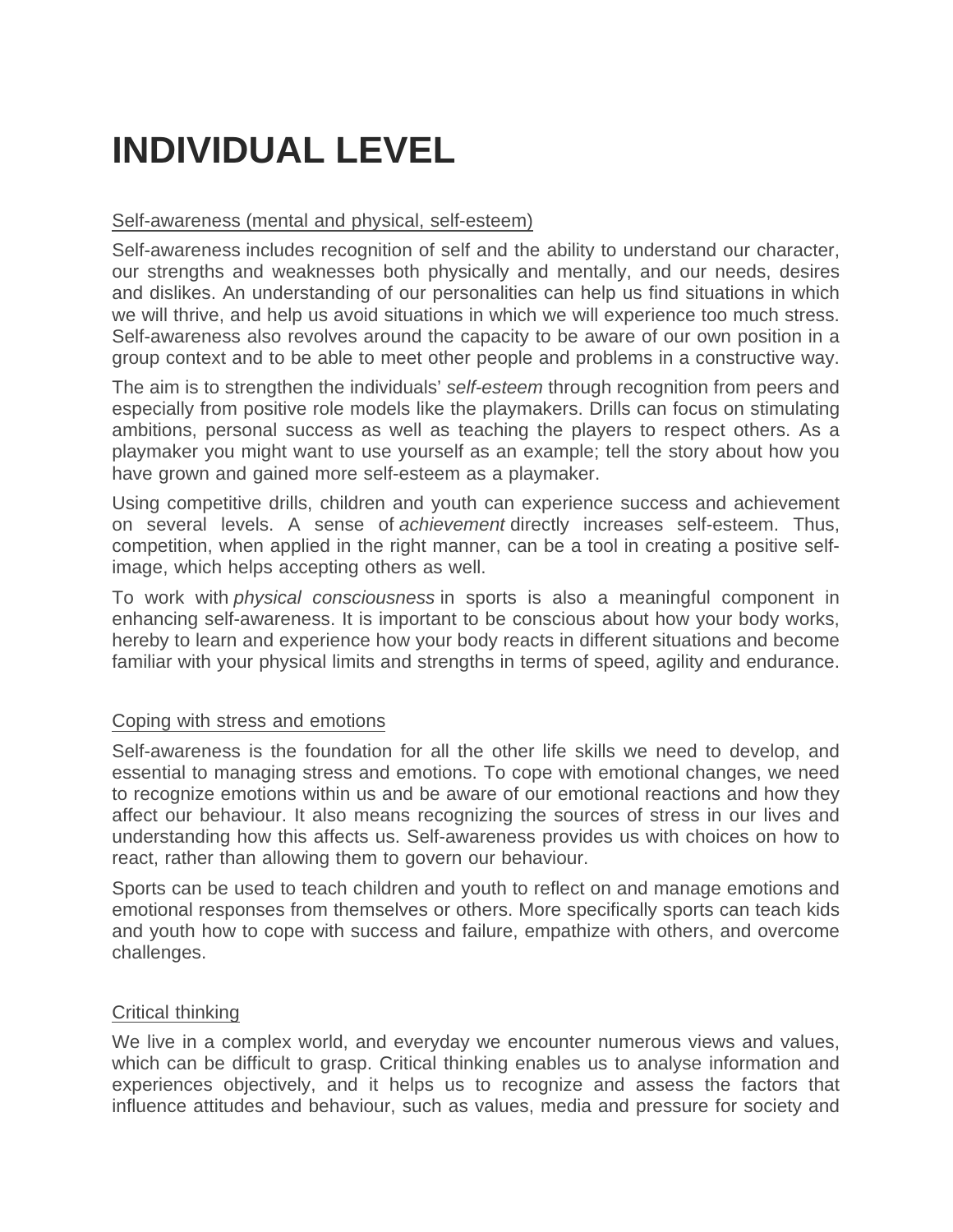# INDIVIDUAL LEVEL

Self-awareness (mental and physical, self-esteem)

Self-awareness includes recognition of self and the ability to understand our character, our strengths and weaknesses both physically and mentally, and our needs, desires and dislikes. An understanding of our personalities can help us find situations in which we will thrive, and help us avoid situations in which we will experience too much stress. Self-awareness also revolves around the capacity to be aware of our own position in a group context and to be able to meet other people and problems in a constructive way.

The aim is to strengthen the individuals' *self-esteem* through recognition from peers and especially from positive role models like the playmakers. Drills can focus on stimulating ambitions, personal success as well as teaching the players to respect others. As a playmaker you might want to use yourself as an example; tell the story about how you have grown and gained more self-esteem as a playmaker.

Using competitive drills, children and youth can experience success and achievement on several levels. A sense of *achievement* directly increases self-esteem. Thus, competition, when applied in the right manner, can be a tool in creating a positive self-image, which helps accepting others as well.

To work with *physical consciousness* in sports is also a meaningful component in enhancing self-awareness. It is important to be conscious about how your body works, hereby to learn and experience how your body reacts in different situations and become familiar with your physical limits and strengths in terms of speed, agility and endurance.

Coping with stress and emotions

Self-awareness is the foundation for all the other life skills we need to develop, and essential to managing stress and emotions. To cope with emotional changes, we need to recognize emotions within us and be aware of our emotional reactions and how they affect our behaviour. It also means recognizing the sources of stress in our lives and understanding how this affects us. Self-awareness provides us with choices on how to react, rather than allowing them to govern our behaviour.

Sports can be used to teach children and youth to reflect on and manage emotions and emotional responses from themselves or others. More specifically sports can teach kids and youth how to cope with success and failure, empathize with others, and overcome challenges.

Critical thinking

We live in a complex world, and everyday we encounter numerous views and values, which can be difficult to grasp. Critical thinking enables us to analyse information and experiences objectively, and it helps us to recognize and assess the factors that influence attitudes and behaviour, such as values, media and pressure for society and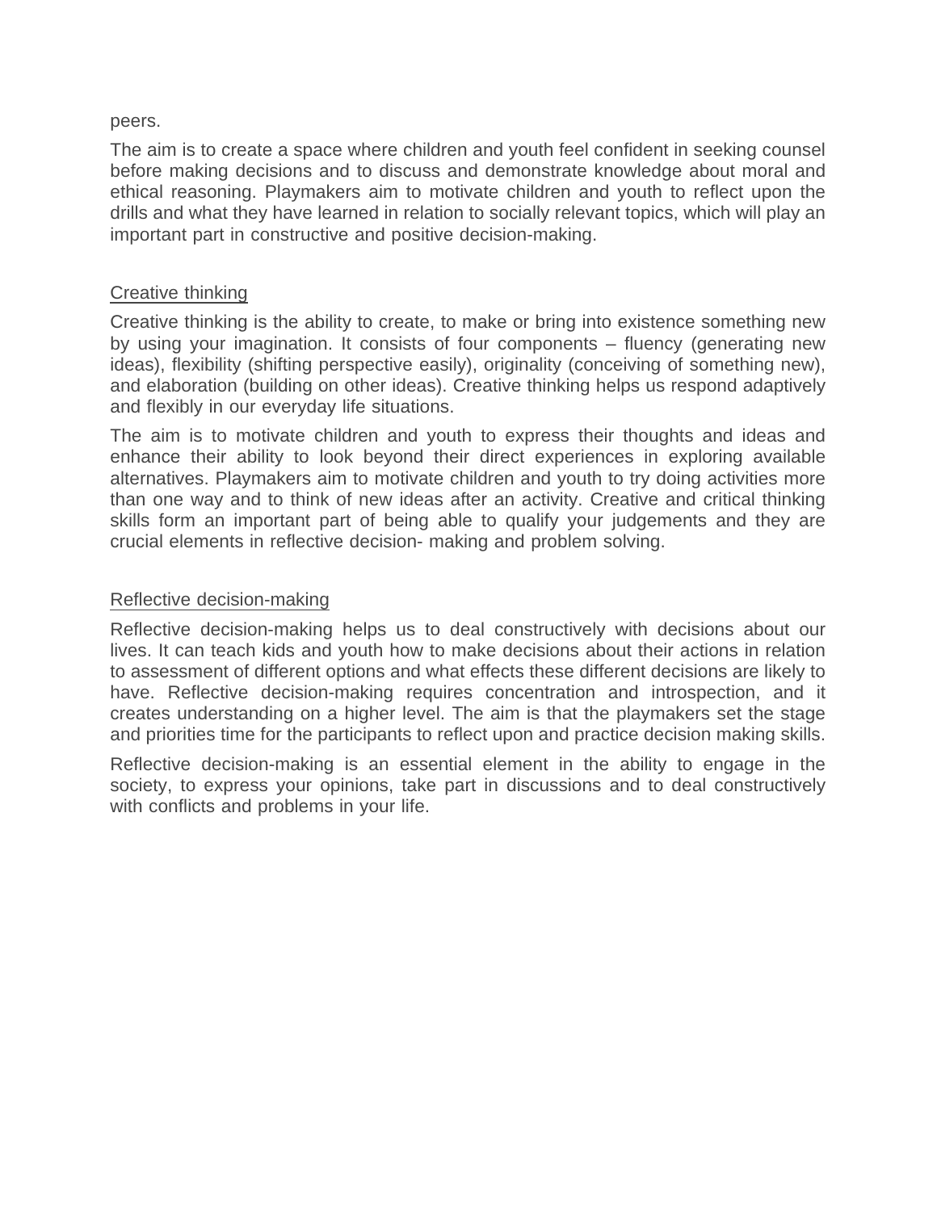peers.

The aim is to create a space where children and youth feel confident in seeking counsel before making decisions and to discuss and demonstrate knowledge about moral and ethical reasoning. Playmakers aim to motivate children and youth to reflect upon the drills and what they have learned in relation to socially relevant topics, which will play an important part in constructive and positive decision-making.

<u>Creative thinking</u>

Creative thinking is the ability to create, to make or bring into existence something new by using your imagination. It consists of four components – fluency (generating new ideas), flexibility (shifting perspective easily), originality (conceiving of something new), and elaboration (building on other ideas). Creative thinking helps us respond adaptively and flexibly in our everyday life situations.

The aim is to motivate children and youth to express their thoughts and ideas and enhance their ability to look beyond their direct experiences in exploring available alternatives. Playmakers aim to motivate children and youth to try doing activities more than one way and to think of new ideas after an activity. Creative and critical thinking skills form an important part of being able to qualify your judgements and they are crucial elements in reflective decision- making and problem solving.

<u>Reflective decision-making</u>

Reflective decision-making helps us to deal constructively with decisions about our lives. It can teach kids and youth how to make decisions about their actions in relation to assessment of different options and what effects these different decisions are likely to have. Reflective decision-making requires concentration and introspection, and it creates understanding on a higher level. The aim is that the playmakers set the stage and priorities time for the participants to reflect upon and practice decision making skills.

Reflective decision-making is an essential element in the ability to engage in the society, to express your opinions, take part in discussions and to deal constructively with conflicts and problems in your life.